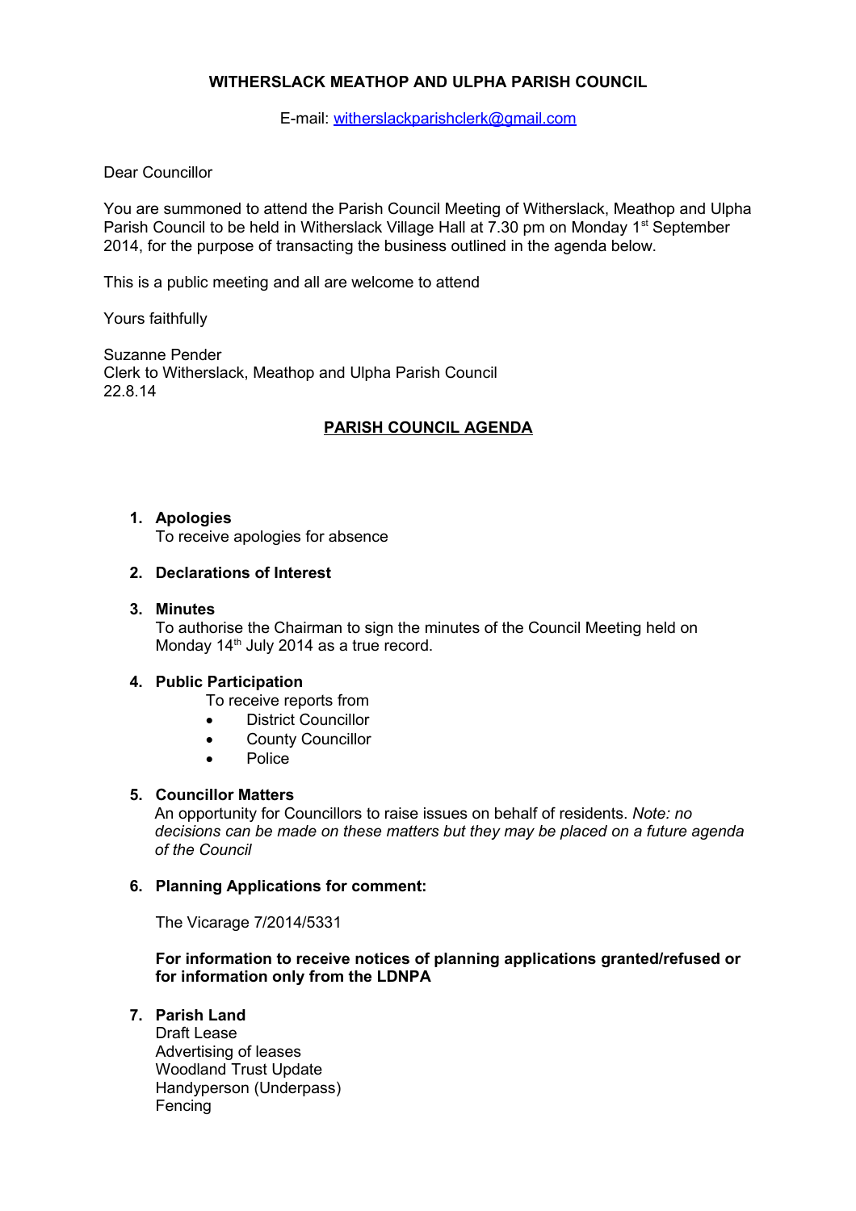**WITHERSLACK MEATHOP AND ULPHA PARISH COUNCIL**

E-mail: witherslackparishclerk@gmail.com

Dear Councillor

You are summoned to attend the Parish Council Meeting of Witherslack, Meathop and Ulpha Parish Council to be held in Witherslack Village Hall at 7.30 pm on Monday 1st September 2014, for the purpose of transacting the business outlined in the agenda below.

This is a public meeting and all are welcome to attend

Yours faithfully

Suzanne Pender
Clerk to Witherslack, Meathop and Ulpha Parish Council
22.8.14

## PARISH COUNCIL AGENDA

1. **Apologies**
   To receive apologies for absence

2. **Declarations of Interest**

3. **Minutes**
   To authorise the Chairman to sign the minutes of the Council Meeting held on Monday 14th July 2014 as a true record.

4. **Public Participation**
   To receive reports from
   - District Councillor
   - County Councillor
   - Police

5. **Councillor Matters**
   An opportunity for Councillors to raise issues on behalf of residents. *Note: no decisions can be made on these matters but they may be placed on a future agenda of the Council*

6. **Planning Applications for comment:**

   The Vicarage 7/2014/5331

   **For information to receive notices of planning applications granted/refused or for information only from the LDNPA**

7. **Parish Land**
   Draft Lease
   Advertising of leases
   Woodland Trust Update
   Handyperson (Underpass)
   Fencing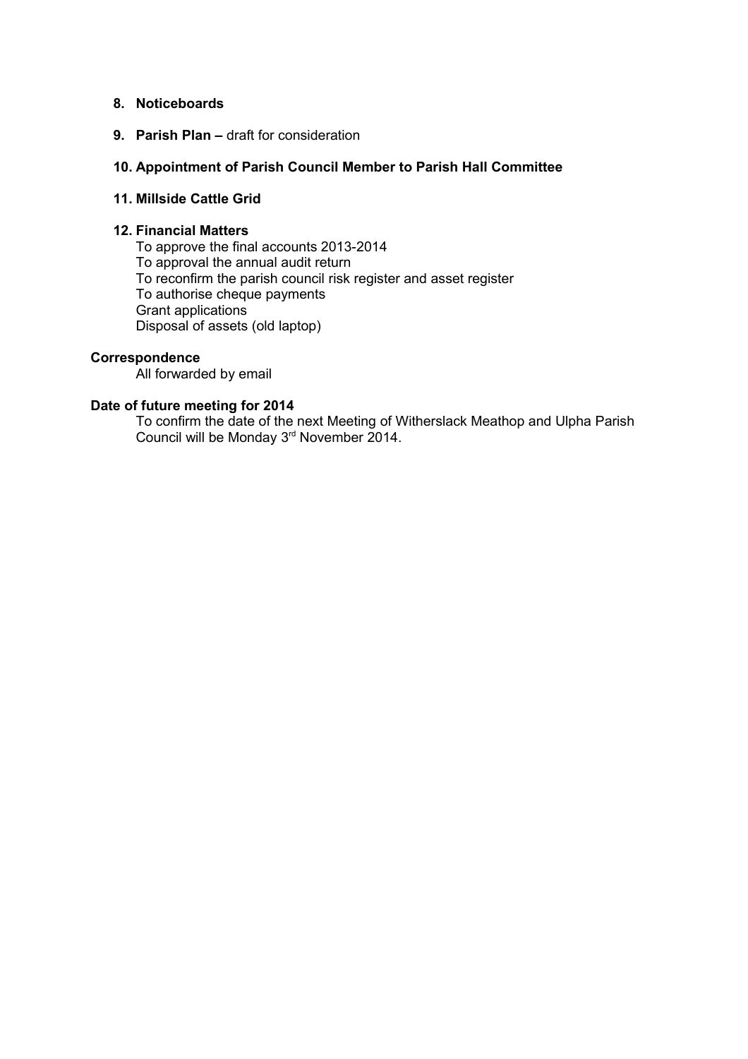8. **Noticeboards**

9. **Parish Plan –** draft for consideration

10. **Appointment of Parish Council Member to Parish Hall Committee**

11. **Millside Cattle Grid**

12. **Financial Matters**

    To approve the final accounts 2013-2014
    To approval the annual audit return
    To reconfirm the parish council risk register and asset register
    To authorise cheque payments
    Grant applications
    Disposal of assets (old laptop)

**Correspondence**

All forwarded by email

**Date of future meeting for 2014**

To confirm the date of the next Meeting of Witherslack Meathop and Ulpha Parish Council will be Monday 3rd November 2014.